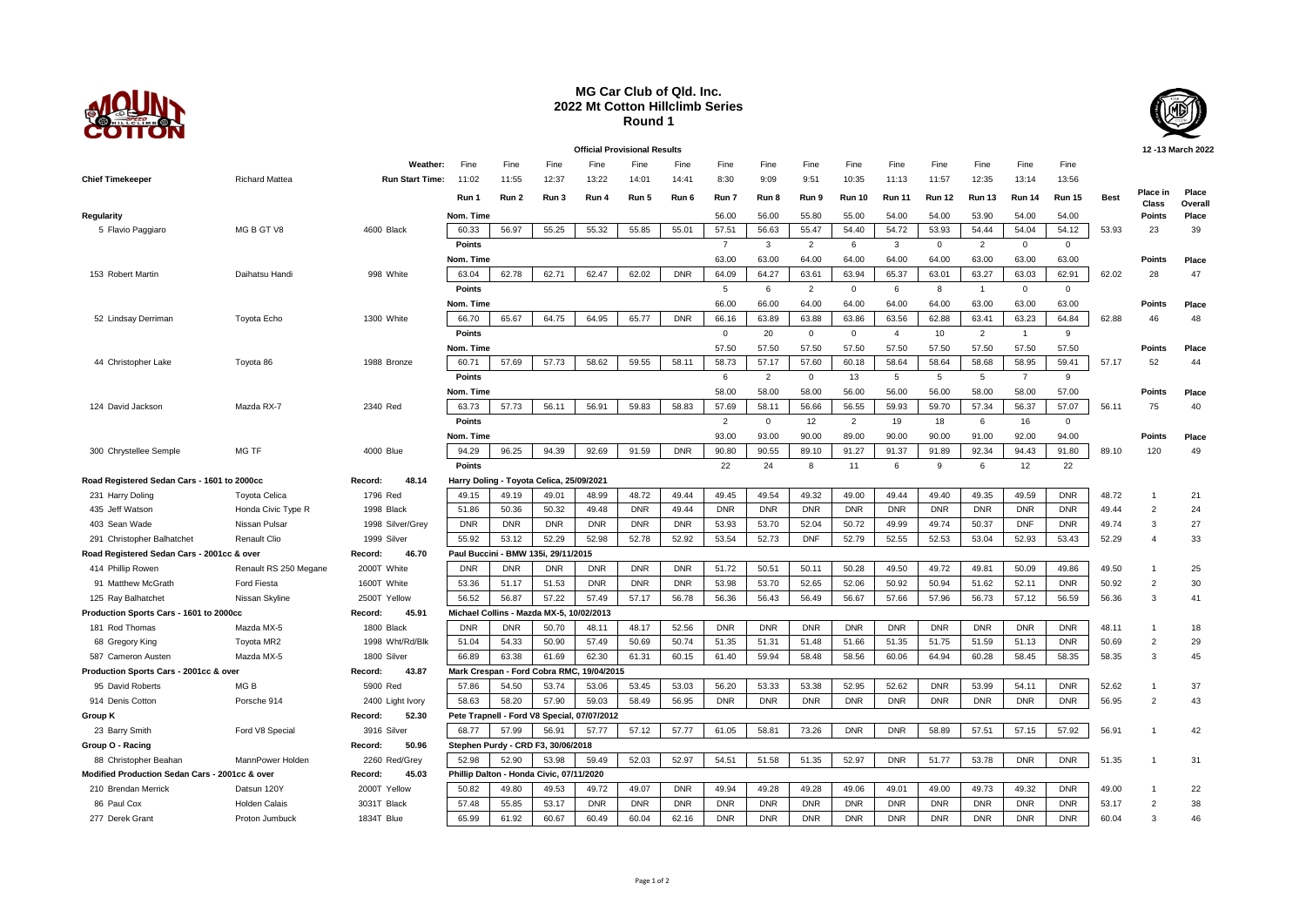# MG Car Club of Qld. Inc.
## 2022 Mt Cotton Hillclimb Series
### Round 1

**Official Provisional Results** — 12 -13 March 2022

| | | Weather: | Fine | Fine | Fine | Fine | Fine | Fine | Fine | Fine | Fine | Fine | Fine | Fine | Fine | Fine | Fine | | | |
|---|---|---|---|---|---|---|---|---|---|---|---|---|---|---|---|---|---|---|---|---|
| **Chief Timekeeper** | Richard Mattea | Run Start Time: | 11:02 | 11:55 | 12:37 | 13:22 | 14:01 | 14:41 | 8:30 | 9:09 | 9:51 | 10:35 | 11:13 | 11:57 | 12:35 | 13:14 | 13:56 | | | |
| | | | Run 1 | Run 2 | Run 3 | Run 4 | Run 5 | Run 6 | Run 7 | Run 8 | Run 9 | Run 10 | Run 11 | Run 12 | Run 13 | Run 14 | Run 15 | Best | Place in Class | Place Overall |
| **Regularity** | | | Nom. Time | | | | | | 56.00 | 56.00 | 55.80 | 55.00 | 54.00 | 54.00 | 53.90 | 54.00 | 54.00 | | Points | Place |
| 5 Flavio Paggiaro | MG B GT V8 | 4600 Black | 60.33 | 56.97 | 55.25 | 55.32 | 55.85 | 55.01 | 57.51 | 56.63 | 55.47 | 54.40 | 54.72 | 53.93 | 54.44 | 54.04 | 54.12 | 53.93 | 23 | 39 |
| | | | Points | | | | | | 7 | 3 | 2 | 6 | 3 | 0 | 2 | 0 | 0 | | | |
| | | | Nom. Time | | | | | | 63.00 | 63.00 | 64.00 | 64.00 | 64.00 | 64.00 | 63.00 | 63.00 | 63.00 | | Points | Place |
| 153 Robert Martin | Daihatsu Handi | 998 White | 63.04 | 62.78 | 62.71 | 62.47 | 62.02 | DNR | 64.09 | 64.27 | 63.61 | 63.94 | 65.37 | 63.01 | 63.27 | 63.03 | 62.91 | 62.02 | 28 | 47 |
| | | | Points | | | | | | 5 | 6 | 2 | 0 | 6 | 8 | 1 | 0 | 0 | | | |
| | | | Nom. Time | | | | | | 66.00 | 66.00 | 64.00 | 64.00 | 64.00 | 64.00 | 63.00 | 63.00 | 63.00 | | Points | Place |
| 52 Lindsay Derriman | Toyota Echo | 1300 White | 66.70 | 65.67 | 64.75 | 64.95 | 65.77 | DNR | 66.16 | 63.89 | 63.88 | 63.86 | 63.56 | 62.88 | 63.41 | 63.23 | 64.84 | 62.88 | 46 | 48 |
| | | | Points | | | | | | 0 | 20 | 0 | 0 | 4 | 10 | 2 | 1 | 9 | | | |
| | | | Nom. Time | | | | | | 57.50 | 57.50 | 57.50 | 57.50 | 57.50 | 57.50 | 57.50 | 57.50 | 57.50 | | Points | Place |
| 44 Christopher Lake | Toyota 86 | 1988 Bronze | 60.71 | 57.69 | 57.73 | 58.62 | 59.55 | 58.11 | 58.73 | 57.17 | 57.60 | 60.18 | 58.64 | 58.64 | 58.68 | 58.95 | 59.41 | 57.17 | 52 | 44 |
| | | | Points | | | | | | 6 | 2 | 0 | 13 | 5 | 5 | 5 | 7 | 9 | | | |
| | | | Nom. Time | | | | | | 58.00 | 58.00 | 58.00 | 56.00 | 56.00 | 56.00 | 58.00 | 58.00 | 57.00 | | Points | Place |
| 124 David Jackson | Mazda RX-7 | 2340 Red | 63.73 | 57.73 | 56.11 | 56.91 | 59.83 | 58.83 | 57.69 | 58.11 | 56.66 | 56.55 | 59.93 | 59.70 | 57.34 | 56.37 | 57.07 | 56.11 | 75 | 40 |
| | | | Points | | | | | | 2 | 0 | 12 | 2 | 19 | 18 | 6 | 16 | 0 | | | |
| | | | Nom. Time | | | | | | 93.00 | 93.00 | 90.00 | 89.00 | 90.00 | 90.00 | 91.00 | 92.00 | 94.00 | | Points | Place |
| 300 Chrystellee Semple | MG TF | 4000 Blue | 94.29 | 96.25 | 94.39 | 92.69 | 91.59 | DNR | 90.80 | 90.55 | 89.10 | 91.27 | 91.37 | 91.89 | 92.34 | 94.43 | 91.80 | 89.10 | 120 | 49 |
| | | | Points | | | | | | 22 | 24 | 8 | 11 | 6 | 9 | 6 | 12 | 22 | | | |
| **Road Registered Sedan Cars - 1601 to 2000cc** | | Record: 48.14 | Harry Doling - Toyota Celica, 25/09/2021 | | | | | | | | | | | | | | | | | |
| 231 Harry Doling | Toyota Celica | 1796 Red | 49.15 | 49.19 | 49.01 | 48.99 | 48.72 | 49.44 | 49.45 | 49.54 | 49.32 | 49.00 | 49.44 | 49.40 | 49.35 | 49.59 | DNR | 48.72 | 1 | 21 |
| 435 Jeff Watson | Honda Civic Type R | 1998 Black | 51.86 | 50.36 | 50.32 | 49.48 | DNR | 49.44 | DNR | DNR | DNR | DNR | DNR | DNR | DNR | DNR | DNR | 49.44 | 2 | 24 |
| 403 Sean Wade | Nissan Pulsar | 1998 Silver/Grey | DNR | DNR | DNR | DNR | DNR | DNR | 53.93 | 53.70 | 52.04 | 50.72 | 49.99 | 49.74 | 50.37 | DNF | DNR | 49.74 | 3 | 27 |
| 291 Christopher Balhatchet | Renault Clio | 1999 Silver | 55.92 | 53.12 | 52.29 | 52.98 | 52.78 | 52.92 | 53.54 | 52.73 | DNF | 52.79 | 52.55 | 52.53 | 53.04 | 52.93 | 53.43 | 52.29 | 4 | 33 |
| **Road Registered Sedan Cars - 2001cc & over** | | Record: 46.70 | Paul Buccini - BMW 135i, 29/11/2015 | | | | | | | | | | | | | | | | | |
| 414 Phillip Rowen | Renault RS 250 Megane | 2000T White | DNR | DNR | DNR | DNR | DNR | DNR | 51.72 | 50.51 | 50.11 | 50.28 | 49.50 | 49.72 | 49.81 | 50.09 | 49.86 | 49.50 | 1 | 25 |
| 91 Matthew McGrath | Ford Fiesta | 1600T White | 53.36 | 51.17 | 51.53 | DNR | DNR | DNR | 53.98 | 53.70 | 52.65 | 52.06 | 50.92 | 50.94 | 51.62 | 52.11 | DNR | 50.92 | 2 | 30 |
| 125 Ray Balhatchet | Nissan Skyline | 2500T Yellow | 56.52 | 56.87 | 57.22 | 57.49 | 57.17 | 56.78 | 56.36 | 56.43 | 56.49 | 56.67 | 57.66 | 57.96 | 56.73 | 57.12 | 56.59 | 56.36 | 3 | 41 |
| **Production Sports Cars - 1601 to 2000cc** | | Record: 45.91 | Michael Collins - Mazda MX-5, 10/02/2013 | | | | | | | | | | | | | | | | | |
| 181 Rod Thomas | Mazda MX-5 | 1800 Black | DNR | DNR | 50.70 | 48.11 | 48.17 | 52.56 | DNR | DNR | DNR | DNR | DNR | DNR | DNR | DNR | DNR | 48.11 | 1 | 18 |
| 68 Gregory King | Toyota MR2 | 1998 Wht/Rd/Blk | 51.04 | 54.33 | 50.90 | 57.49 | 50.69 | 50.74 | 51.35 | 51.31 | 51.48 | 51.66 | 51.35 | 51.75 | 51.59 | 51.13 | DNR | 50.69 | 2 | 29 |
| 587 Cameron Austen | Mazda MX-5 | 1800 Silver | 66.89 | 63.38 | 61.69 | 62.30 | 61.31 | 60.15 | 61.40 | 59.94 | 58.48 | 58.56 | 60.06 | 64.94 | 60.28 | 58.45 | 58.35 | 58.35 | 3 | 45 |
| **Production Sports Cars - 2001cc & over** | | Record: 43.87 | Mark Crespan - Ford Cobra RMC, 19/04/2015 | | | | | | | | | | | | | | | | | |
| 95 David Roberts | MG B | 5900 Red | 57.86 | 54.50 | 53.74 | 53.06 | 53.45 | 53.03 | 56.20 | 53.33 | 53.38 | 52.95 | 52.62 | DNR | 53.99 | 54.11 | DNR | 52.62 | 1 | 37 |
| 914 Denis Cotton | Porsche 914 | 2400 Light Ivory | 58.63 | 58.20 | 57.90 | 59.03 | 58.49 | 56.95 | DNR | DNR | DNR | DNR | DNR | DNR | DNR | DNR | DNR | 56.95 | 2 | 43 |
| **Group K** | | Record: 52.30 | Pete Trapnell - Ford V8 Special, 07/07/2012 | | | | | | | | | | | | | | | | | |
| 23 Barry Smith | Ford V8 Special | 3916 Silver | 68.77 | 57.99 | 56.91 | 57.77 | 57.12 | 57.77 | 61.05 | 58.81 | 73.26 | DNR | DNR | 58.89 | 57.51 | 57.15 | 57.92 | 56.91 | 1 | 42 |
| **Group O - Racing** | | Record: 50.96 | Stephen Purdy - CRD F3, 30/06/2018 | | | | | | | | | | | | | | | | | |
| 88 Christopher Beahan | MannPower Holden | 2260 Red/Grey | 52.98 | 52.90 | 53.98 | 59.49 | 52.03 | 52.97 | 54.51 | 51.58 | 51.35 | 52.97 | DNR | 51.77 | 53.78 | DNR | DNR | 51.35 | 1 | 31 |
| **Modified Production Sedan Cars - 2001cc & over** | | Record: 45.03 | Phillip Dalton - Honda Civic, 07/11/2020 | | | | | | | | | | | | | | | | | |
| 210 Brendan Merrick | Datsun 120Y | 2000T Yellow | 50.82 | 49.80 | 49.53 | 49.72 | 49.07 | DNR | 49.94 | 49.28 | 49.28 | 49.06 | 49.01 | 49.00 | 49.73 | 49.32 | DNR | 49.00 | 1 | 22 |
| 86 Paul Cox | Holden Calais | 3031T Black | 57.48 | 55.85 | 53.17 | DNR | DNR | DNR | DNR | DNR | DNR | DNR | DNR | DNR | DNR | DNR | DNR | 53.17 | 2 | 38 |
| 277 Derek Grant | Proton Jumbuck | 1834T Blue | 65.99 | 61.92 | 60.67 | 60.49 | 60.04 | 62.16 | DNR | DNR | DNR | DNR | DNR | DNR | DNR | DNR | DNR | 60.04 | 3 | 46 |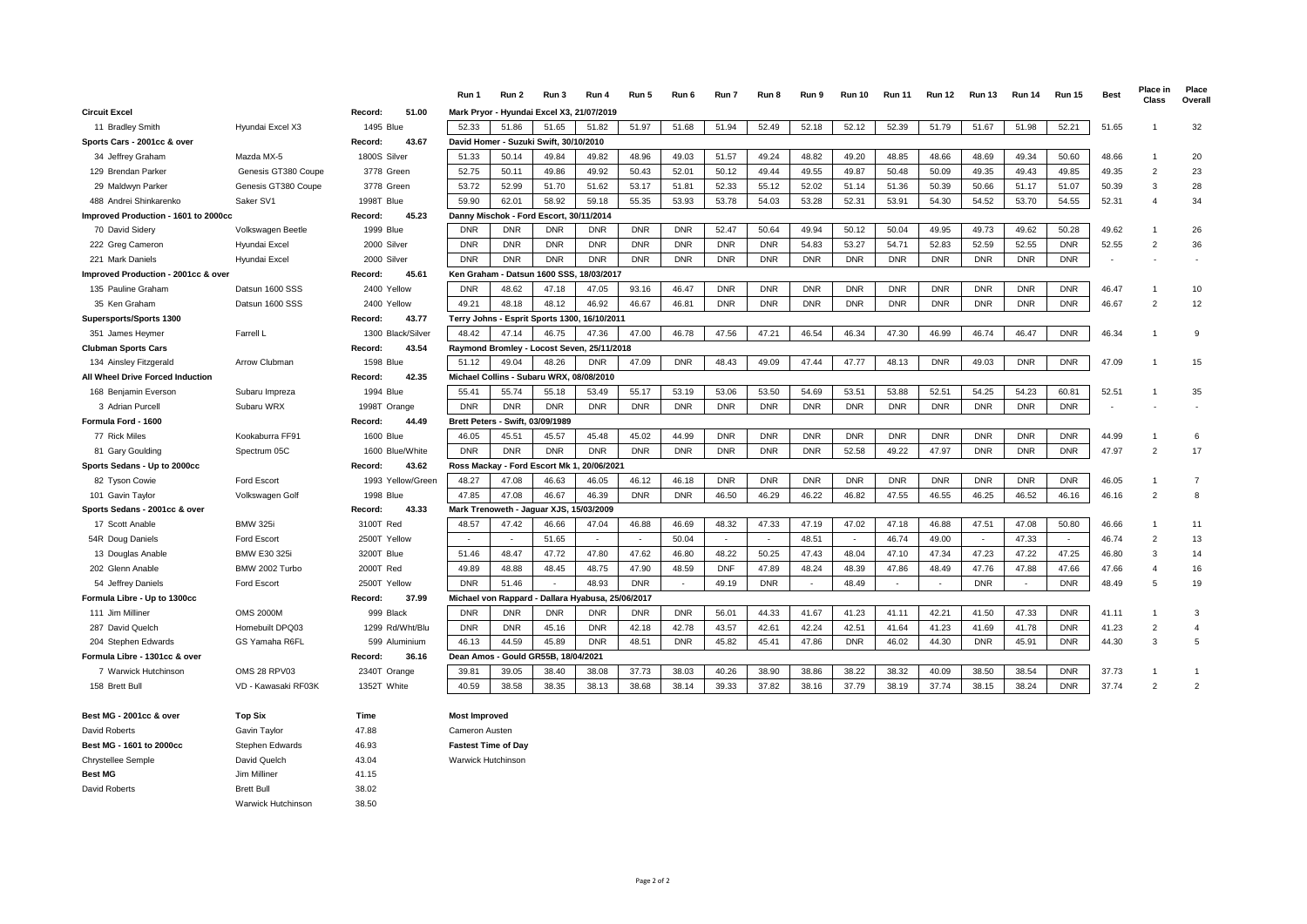| | | | Run 1 | Run 2 | Run 3 | Run 4 | Run 5 | Run 6 | Run 7 | Run 8 | Run 9 | Run 10 | Run 11 | Run 12 | Run 13 | Run 14 | Run 15 | Best | Place in Class | Place Overall |
|---|---|---|---|---|---|---|---|---|---|---|---|---|---|---|---|---|---|---|---|---|---|
| **Circuit Excel** | | **Record: 51.00** | **Mark Pryor - Hyundai Excel X3, 21/07/2019** | | | | | | | | | | | | | | | | | |
| 11 Bradley Smith | Hyundai Excel X3 | 1495 Blue | 52.33 | 51.86 | 51.65 | 51.82 | 51.97 | 51.68 | 51.94 | 52.49 | 52.18 | 52.12 | 52.39 | 51.79 | 51.67 | 51.98 | 52.21 | 51.65 | 1 | 32 |
| **Sports Cars - 2001cc & over** | | **Record: 43.67** | **David Homer - Suzuki Swift, 30/10/2010** | | | | | | | | | | | | | | | | | |
| 34 Jeffrey Graham | Mazda MX-5 | 1800S Silver | 51.33 | 50.14 | 49.84 | 49.82 | 48.96 | 49.03 | 51.57 | 49.24 | 48.82 | 49.20 | 48.85 | 48.66 | 48.69 | 49.34 | 50.60 | 48.66 | 1 | 20 |
| 129 Brendan Parker | Genesis GT380 Coupe | 3778 Green | 52.75 | 50.11 | 49.86 | 49.92 | 50.43 | 52.01 | 50.12 | 49.44 | 49.55 | 49.87 | 50.48 | 50.09 | 49.35 | 49.43 | 49.85 | 49.35 | 2 | 23 |
| 29 Maldwyn Parker | Genesis GT380 Coupe | 3778 Green | 53.72 | 52.99 | 51.70 | 51.62 | 53.17 | 51.81 | 52.33 | 55.12 | 52.02 | 51.14 | 51.36 | 50.39 | 50.66 | 51.17 | 51.07 | 50.39 | 3 | 28 |
| 488 Andrei Shinkarenko | Saker SV1 | 1998T Blue | 59.90 | 62.01 | 58.92 | 59.18 | 55.35 | 53.93 | 53.78 | 54.03 | 53.28 | 52.31 | 53.91 | 54.30 | 54.52 | 53.70 | 54.55 | 52.31 | 4 | 34 |
| **Improved Production - 1601 to 2000cc** | | **Record: 45.23** | **Danny Mischok - Ford Escort, 30/11/2014** | | | | | | | | | | | | | | | | | |
| 70 David Sidery | Volkswagen Beetle | 1999 Blue | DNR | DNR | DNR | DNR | DNR | DNR | 52.47 | 50.64 | 49.94 | 50.12 | 50.04 | 49.95 | 49.73 | 49.62 | 50.28 | 49.62 | 1 | 26 |
| 222 Greg Cameron | Hyundai Excel | 2000 Silver | DNR | DNR | DNR | DNR | DNR | DNR | DNR | DNR | 54.83 | 53.27 | 54.71 | 52.83 | 52.59 | 52.55 | DNR | 52.55 | 2 | 36 |
| 221 Mark Daniels | Hyundai Excel | 2000 Silver | DNR | DNR | DNR | DNR | DNR | DNR | DNR | DNR | DNR | DNR | DNR | DNR | DNR | DNR | DNR | - | - | - |
| **Improved Production - 2001cc & over** | | **Record: 45.61** | **Ken Graham - Datsun 1600 SSS, 18/03/2017** | | | | | | | | | | | | | | | | | |
| 135 Pauline Graham | Datsun 1600 SSS | 2400 Yellow | DNR | 48.62 | 47.18 | 47.05 | 93.16 | 46.47 | DNR | DNR | DNR | DNR | DNR | DNR | DNR | DNR | DNR | 46.47 | 1 | 10 |
| 35 Ken Graham | Datsun 1600 SSS | 2400 Yellow | 49.21 | 48.18 | 48.12 | 46.92 | 46.67 | 46.81 | DNR | DNR | DNR | DNR | DNR | DNR | DNR | DNR | DNR | 46.67 | 2 | 12 |
| **Supersports/Sports 1300** | | **Record: 43.77** | **Terry Johns - Esprit Sports 1300, 16/10/2011** | | | | | | | | | | | | | | | | | |
| 351 James Heymer | Farrell L | 1300 Black/Silver | 48.42 | 47.14 | 46.75 | 47.36 | 47.00 | 46.78 | 47.56 | 47.21 | 46.54 | 46.34 | 47.30 | 46.99 | 46.74 | 46.47 | DNR | 46.34 | 1 | 9 |
| **Clubman Sports Cars** | | **Record: 43.54** | **Raymond Bromley - Locost Seven, 25/11/2018** | | | | | | | | | | | | | | | | | |
| 134 Ainsley Fitzgerald | Arrow Clubman | 1598 Blue | 51.12 | 49.04 | 48.26 | DNR | 47.09 | DNR | 48.43 | 49.09 | 47.44 | 47.77 | 48.13 | DNR | 49.03 | DNR | DNR | 47.09 | 1 | 15 |
| **All Wheel Drive Forced Induction** | | **Record: 42.35** | **Michael Collins - Subaru WRX, 08/08/2010** | | | | | | | | | | | | | | | | | |
| 168 Benjamin Everson | Subaru Impreza | 1994 Blue | 55.41 | 55.74 | 55.18 | 53.49 | 55.17 | 53.19 | 53.06 | 53.50 | 54.69 | 53.51 | 53.88 | 52.51 | 54.25 | 54.23 | 60.81 | 52.51 | 1 | 35 |
| 3 Adrian Purcell | Subaru WRX | 1998T Orange | DNR | DNR | DNR | DNR | DNR | DNR | DNR | DNR | DNR | DNR | DNR | DNR | DNR | DNR | DNR | - | - | - |
| **Formula Ford - 1600** | | **Record: 44.49** | **Brett Peters - Swift, 03/09/1989** | | | | | | | | | | | | | | | | | |
| 77 Rick Miles | Kookaburra FF91 | 1600 Blue | 46.05 | 45.51 | 45.57 | 45.48 | 45.02 | 44.99 | DNR | DNR | DNR | DNR | DNR | DNR | DNR | DNR | DNR | 44.99 | 1 | 6 |
| 81 Gary Goulding | Spectrum 05C | 1600 Blue/White | DNR | DNR | DNR | DNR | DNR | DNR | DNR | DNR | DNR | 52.58 | 49.22 | 47.97 | DNR | DNR | DNR | 47.97 | 2 | 17 |
| **Sports Sedans - Up to 2000cc** | | **Record: 43.62** | **Ross Mackay - Ford Escort Mk 1, 20/06/2021** | | | | | | | | | | | | | | | | | |
| 82 Tyson Cowie | Ford Escort | 1993 Yellow/Green | 48.27 | 47.08 | 46.63 | 46.05 | 46.12 | 46.18 | DNR | DNR | DNR | DNR | DNR | DNR | DNR | DNR | DNR | 46.05 | 1 | 7 |
| 101 Gavin Taylor | Volkswagen Golf | 1998 Blue | 47.85 | 47.08 | 46.67 | 46.39 | DNR | DNR | 46.50 | 46.29 | 46.22 | 46.82 | 47.55 | 46.55 | 46.25 | 46.52 | 46.16 | 46.16 | 2 | 8 |
| **Sports Sedans - 2001cc & over** | | **Record: 43.33** | **Mark Trenoweth - Jaguar XJS, 15/03/2009** | | | | | | | | | | | | | | | | | |
| 17 Scott Anable | BMW 325i | 3100T Red | 48.57 | 47.42 | 46.66 | 47.04 | 46.88 | 46.69 | 48.32 | 47.33 | 47.19 | 47.02 | 47.18 | 46.88 | 47.51 | 47.08 | 50.80 | 46.66 | 1 | 11 |
| 54R Doug Daniels | Ford Escort | 2500T Yellow | - | - | 51.65 | - | - | 50.04 | - | - | 48.51 | - | 46.74 | 49.00 | - | 47.33 | - | 46.74 | 2 | 13 |
| 13 Douglas Anable | BMW E30 325i | 3200T Blue | 51.46 | 48.47 | 47.72 | 47.80 | 47.62 | 46.80 | 48.22 | 50.25 | 47.43 | 48.04 | 47.10 | 47.34 | 47.23 | 47.22 | 47.25 | 46.80 | 3 | 14 |
| 202 Glenn Anable | BMW 2002 Turbo | 2000T Red | 49.89 | 48.88 | 48.45 | 48.75 | 47.90 | 48.59 | DNF | 47.89 | 48.24 | 48.39 | 47.86 | 48.49 | 47.76 | 47.88 | 47.66 | 47.66 | 4 | 16 |
| 54 Jeffrey Daniels | Ford Escort | 2500T Yellow | DNR | 51.46 | - | 48.93 | DNR | - | 49.19 | DNR | - | 48.49 | - | - | DNR | - | DNR | 48.49 | 5 | 19 |
| **Formula Libre - Up to 1300cc** | | **Record: 37.99** | **Michael von Rappard - Dallara Hyabusa, 25/06/2017** | | | | | | | | | | | | | | | | | |
| 111 Jim Milliner | OMS 2000M | 999 Black | DNR | DNR | DNR | DNR | DNR | DNR | 56.01 | 44.33 | 41.67 | 41.23 | 41.11 | 42.21 | 41.50 | 47.33 | DNR | 41.11 | 1 | 3 |
| 287 David Quelch | Homebuilt DPQ03 | 1299 Rd/Wht/Blu | DNR | DNR | 45.16 | DNR | 42.18 | 42.78 | 43.57 | 42.61 | 42.24 | 42.51 | 41.64 | 41.23 | 41.69 | 41.78 | DNR | 41.23 | 2 | 4 |
| 204 Stephen Edwards | GS Yamaha R6FL | 599 Aluminium | 46.13 | 44.59 | 45.89 | DNR | 48.51 | DNR | 45.82 | 45.41 | 47.86 | DNR | 46.02 | 44.30 | DNR | 45.91 | DNR | 44.30 | 3 | 5 |
| **Formula Libre - 1301cc & over** | | **Record: 36.16** | **Dean Amos - Gould GR55B, 18/04/2021** | | | | | | | | | | | | | | | | | |
| 7 Warwick Hutchinson | OMS 28 RPV03 | 2340T Orange | 39.81 | 39.05 | 38.40 | 38.08 | 37.73 | 38.03 | 40.26 | 38.90 | 38.86 | 38.22 | 38.32 | 40.09 | 38.50 | 38.54 | DNR | 37.73 | 1 | 1 |
| 158 Brett Bull | VD - Kawasaki RF03K | 1352T White | 40.59 | 38.58 | 38.35 | 38.13 | 38.68 | 38.14 | 39.33 | 37.82 | 38.16 | 37.79 | 38.19 | 37.74 | 38.15 | 38.24 | DNR | 37.74 | 2 | 2 |

| **Best MG - 2001cc & over** | **Top Six** | **Time** | **Most Improved** |
|---|---|---|---|
| David Roberts | Gavin Taylor | 47.88 | Cameron Austen |
| **Best MG - 1601 to 2000cc** | Stephen Edwards | 46.93 | **Fastest Time of Day** |
| Chrystellee Semple | David Quelch | 43.04 | Warwick Hutchinson |
| **Best MG** | Jim Milliner | 41.15 | |
| David Roberts | Brett Bull | 38.02 | |
| | Warwick Hutchinson | 38.50 | |